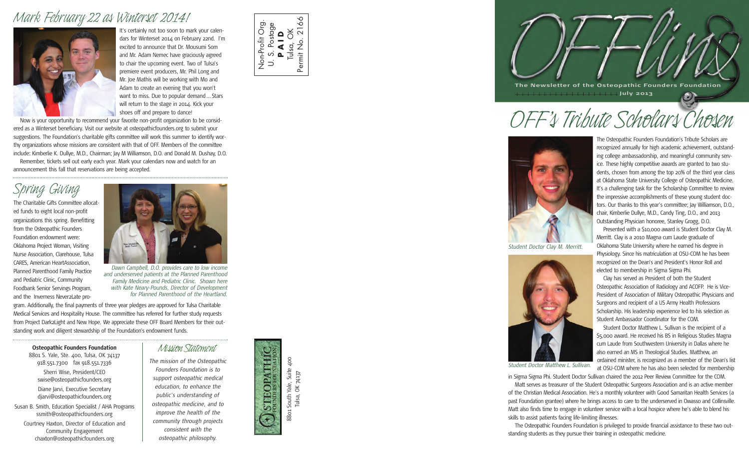# OFFlins

**The Newsletter of the Osteopathic Founders Foundation**

**July 2013**

# OFF's Tribute Scholars Chosen

*Student Doctor Clay M. Merritt.*

*Student Doctor Matthew L. Sullivan.*

The Osteopathic Founders Foundation's Tribute Scholars are recognized annually for high academic achievement, outstanding college ambassadorship, and meaningful community service. These highly competitive awards are granted to two students, chosen from among the top 20% of the third year class at Oklahoma State University College of Osteopathic Medicine. It's a challenging task for the Scholarship Committee to review the impressive accomplishments of these young student doctors. Our thanks to this year's committee; Jay Williamson, D.O., chair, Kimberlie Dullye, M.D., Candy Ting, D.O., and 2013 Outstanding Physician honoree, Stanley Grogg, D.O.

Presented with a $10,000 award is Student Doctor Clay M. Merritt. Clay is a 2010 Magna cum Laude graduate of Oklahoma State University where he earned his degree in Physiology. Since his matriculation at OSU-COM he has been recognized on the Dean's and President's Honor Roll and elected to membership in Sigma Sigma Phi.

Clay has served as President of both the Student Osteopathic Association of Radiology and ACOFP. He is Vice-President of Association of Military Osteopathic Physicians and Surgeons and recipient of a US Army Health Professions Scholarship. His leadership experience led to his selection as Student Ambassador Coordinator for the COM.

Student Doctor Matthew L. Sullivan is the recipient of a $5,000 award. He received his BS in Religious Studies Magna cum Laude from Southwestern University in Dallas where he also earned an MS in Theological Studies. Matthew, an ordained minister, is recognized as a member of the Dean's list at OSU-COM where he has also been selected for membership in Sigma Sigma Phi. Student Doctor Sullivan chaired the 2012 Peer Review Committee for the COM.

Matt serves as treasurer of the Student Osteopathic Surgeons Association and is an active member of the Christian Medical Association. He's a monthly volunteer with Good Samaritan Health Services (a past Foundation grantee) where he brings access to care to the underserved in Owasso and Collinsville. Matt also finds time to engage in volunteer service with a local hospice where he's able to blend his skills to assist patients facing life-limiting illnesses.

The Osteopathic Founders Foundation is privileged to provide financial assistance to these two outstanding students as they pursue their training in osteopathic medicine.

## Mark February 22 as Winterset 2014!

It's certainly not too soon to mark your calendars for Winterset 2014 on February 22nd. I'm excited to announce that Dr. Mousumi Som and Mr. Adam Nemec have graciously agreed to chair the upcoming event. Two of Tulsa's premiere event producers, Mr. Phil Long and Mr. Joe Mathis will be working with Mo and Adam to create an evening that you won't want to miss. Due to popular demand... Stars will return to the stage in 2014. Kick your shoes off and prepare to dance!

Now is your opportunity to recommend your favorite non-profit organization to be considered as a Winterset beneficiary. Visit our website at osteopathicfounders.org to submit your suggestions. The Foundation's charitable gifts committee will work this summer to identify worthy organizations whose missions are consistent with that of OFF. Members of the committee include: Kimberlie K. Dullye, M.D., Chairman; Jay M Williamson, D.O. and Donald M. Dushay, D.O.

Remember, tickets sell out early each year. Mark your calendars now and watch for an announcement this fall that reservations are being accepted.

## Spring Giving

The Charitable Gifts Committee allocated funds to eight local non-profit organizations this spring. Benefitting from the Osteopathic Founders Foundation endowment were: Oklahoma Project Woman, Visiting Nurse Association, Clarehouse, Tulsa CARES, American HeartAssociation, Planned Parenthood Family Practice and Pediatric Clinic, Community Foodbank Senior Servings Program, and the Inverness Never2Late program. Additionally, the final payments of three year pledges are approved for Tulsa Charitable Medical Services and Hospitality House. The committee has referred for further study requests from Project Dark2Light and New Hope. We appreciate these OFF Board Members for their outstanding work and diligent stewardship of the Foundation's endowment funds.

*Dawn Campbell, D.O. provides care to low income and underserved patients at the Planned Parenthood Family Medicine and Pediatric Clinic. Shown here with Kate Neary-Pounds, Director of Development for Planned Parenthood of the Heartland.*

**Osteopathic Founders Foundation**
8801 S. Yale, Ste. 400, Tulsa, OK 74137
918.551.7300 fax 918.551.7336

Sherri Wise, President/CEO
swise@osteopathicfounders.org

Diane Jarvi, Executive Secretary
djarvi@osteopathicfounders.org

Susan B. Smith, Education Specialist / AHA Programs
ssmith@osteopathicfounders.org

Courtney Haxton, Director of Education and Community Engagement
chaxton@osteopathicfounders.org

## Mission Statement

*The mission of the Osteopathic Founders Foundation is to support osteopathic medical education, to enhance the public's understanding of osteopathic medicine, and to improve the health of the community through projects consistent with the osteopathic philosophy.*

Non-Profit Org.
U. S. Postage
**PAID**
Tulsa, OK
Permit No. 2166

Osteopathic Founders Foundation
8801 South Yale, Suite 400
Tulsa, OK 74137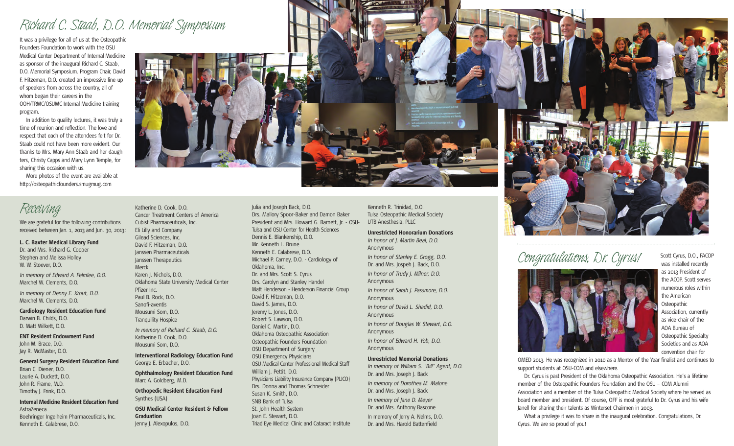# Richard C. Staab, D.O. Memorial Symposium

It was a privilege for all of us at the Osteopathic Founders Foundation to work with the OSU Medical Center Department of Internal Medicine as sponsor of the inaugural Richard C. Staab, D.O. Memorial Symposium. Program Chair, David F. Hitzeman, D.O. created an impressive line-up of speakers from across the country, all of whom began their careers in the OOH/TRMC/OSUMC Internal Medicine training program.

In addition to quality lectures, it was truly a time of reunion and reflection. The love and respect that each of the attendees felt for Dr. Staab could not have been more evident. Our thanks to Mrs. Mary Ann Staab and her daughters, Christy Capps and Mary Lynn Temple, for sharing this occasion with us.

More photos of the event are available at http://osteopathicfounders.smugmug.com

# Receiving

We are grateful for the following contributions received between Jan. 1, 2013 and Jun. 30, 2013:

**L. C. Baxter Medical Library Fund**
Dr. and Mrs. Richard G. Cooper
Stephen and Melissa Holley
W. W. Stoever, D.O.

*In memory of Edward A. Felmlee, D.O.*
Marchel W. Clements, D.O.

*In memory of Denny E. Krout, D.O.*
Marchel W. Clements, D.O.

**Cardiology Resident Education Fund**
Darwin B. Childs, D.O.
D. Matt Wilkett, D.O.

**ENT Resident Endowment Fund**
John M. Brace, D.O.
Jay R. McMaster, D.O.

**General Surgery Resident Education Fund**
Brian C. Diener, D.O.
Laurie A. Duckett, D.O.
John R. Frame, M.D.
Timothy J. Frink, D.O.

**Internal Medicine Resident Education Fund**
AstraZeneca
Boehringer Ingelheim Pharmaceuticals, Inc.
Kenneth E. Calabrese, D.O.
Katherine D. Cook, D.O.
Cancer Treatment Centers of America
Cubist Pharmaceuticals, Inc.
Eli Lilly and Company
Gilead Sciences, Inc.
David F. Hitzeman, D.O.
Janssen Pharmaceuticals
Janssen Therapeutics
Merck
Karen J. Nichols, D.O.
Oklahoma State University Medical Center
Pfizer Inc.
Paul B. Rock, D.O.
Sanofi-aventis
Mousumi Som, D.O.
Tranquility Hospice

*In memory of Richard C. Staab, D.O.*
Katherine D. Cook, D.O.
Mousumi Som, D.O.

**Interventional Radiology Education Fund**
George E. Erbacher, D.O.

**Ophthalmology Resident Education Fund**
Marc A. Goldberg, M.D.

**Orthopedic Resident Education Fund**
Synthes (USA)

**OSU Medical Center Resident & Fellow Graduation**
Jenny J. Alexopulos, D.O.
Julia and Joseph Back, D.O.
Drs. Mallory Spoor-Baker and Damon Baker
President and Mrs. Howard G. Barnett, Jr. - OSU-Tulsa and OSU Center for Health Sciences
Dennis E. Blankenship, D.O.
Mr. Kenneth L. Brune
Kenneth E. Calabrese, D.O.
Michael P. Carney, D.O. - Cardiology of Oklahoma, Inc.
Dr. and Mrs. Scott S. Cyrus
Drs. Carolyn and Stanley Handel
Matt Henderson - Henderson Financial Group
David F. Hitzeman, D.O.
David S. James, D.O.
Jeremy L. Jones, D.O.
Robert S. Lawson, D.O.
Daniel C. Martin, D.O.
Oklahoma Osteopathic Association
Osteopathic Founders Foundation
OSU Department of Surgery
OSU Emergency Physicians
OSU Medical Center Professional Medical Staff
William J. Pettit, D.O.
Physicians Liability Insurance Company (PLICO)
Drs. Donna and Thomas Schneider
Susan K. Smith, D.O.
SNB Bank of Tulsa
St. John Health System
Joan E. Stewart, D.O.
Triad Eye Medical Clinic and Cataract Institute
Kenneth R. Trinidad, D.O.
Tulsa Osteopathic Medical Society
UTB Anesthesia, PLLC

**Unrestricted Honorarium Donations**
*In honor of J. Martin Beal, D.O.*
Anonymous

*In honor of Stanley E. Grogg, D.O.*
Dr. and Mrs. Jospeh J. Back, D.O.

*In honor of Trudy J. Milner, D.O.*
Anonymous

*In honor of Sarah J. Passmore, D.O.*
Anonymous

*In honor of David L. Shadid, D.O.*
Anonymous

*In honor of Douglas W. Stewart, D.O.*
Anonymous

*In honor of Edward H. Yob, D.O.*
Anonymous

**Unrestricted Memorial Donations**
*In memory of William S. "Bill" Agent, D.O.*
Dr. and Mrs. Joseph J. Back

*In memory of Dorothea M. Malone*
Dr. and Mrs. Joseph J. Back

*In memory of Jane D. Meyer*
Dr. and Mrs. Anthony Bascone

In memory of Jerry A. Nelms, D.O.
Dr. and Mrs. Harold Battenfield

# Congratulations, Dr. Cyrus!

Scott Cyrus, D.O., FACOP was installed recently as 2013 President of the ACOP. Scott serves numerous roles within the American Osteopathic Association, currently as vice-chair of the AOA Bureau of Osteopathic Specialty Societies and as AOA convention chair for OMED 2013. He was recognized in 2010 as a Mentor of the Year finalist and continues to support students at OSU-COM and elsewhere.

Dr. Cyrus is past President of the Oklahoma Osteopathic Association. He's a lifetime member of the Osteopathic Founders Foundation and the OSU – COM Alumni Association and a member of the Tulsa Osteopathic Medical Society where he served as board member and president. Of course, OFF is most grateful to Dr. Cyrus and his wife Janell for sharing their talents as Winterset Chairmen in 2003.

What a privilege it was to share in the inaugural celebration. Congratulations, Dr. Cyrus. We are so proud of you!